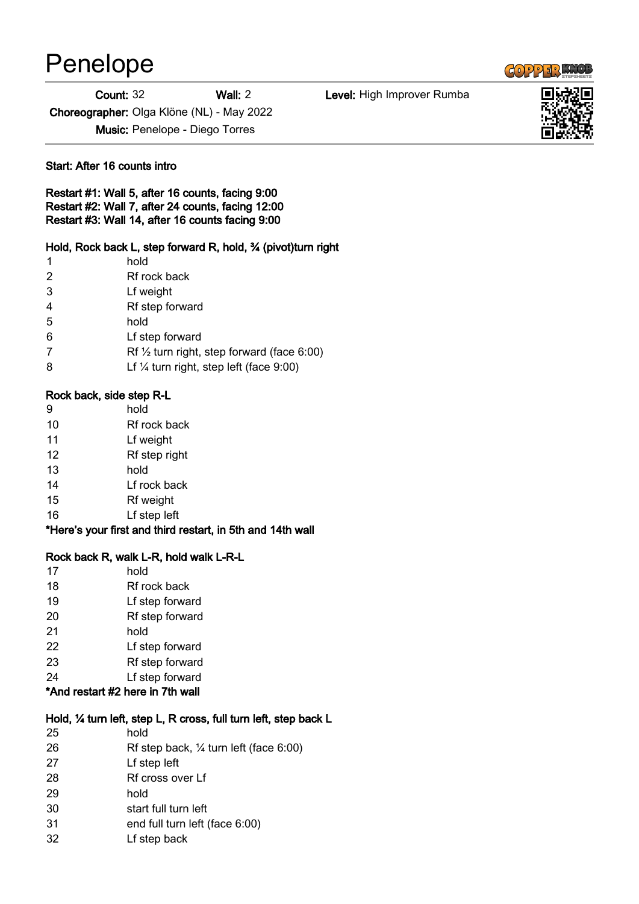# Penelope

**Count:** 32 **Wall:** 2 **Level:** High Improver Rumba

**Choreographer:** Olga Klöne (NL) - May 2022

**Music:** Penelope - Diego Torres

**Start: After 16 counts intro**

**Restart #1: Wall 5, after 16 counts, facing 9:00**
**Restart #2: Wall 7, after 24 counts, facing 12:00**
**Restart #3: Wall 14, after 16 counts facing 9:00**

**Hold, Rock back L, step forward R, hold, ¾ (pivot)turn right**

| | |
|---|---|
| 1 | hold |
| 2 | Rf rock back |
| 3 | Lf weight |
| 4 | Rf step forward |
| 5 | hold |
| 6 | Lf step forward |
| 7 | Rf ½ turn right, step forward (face 6:00) |
| 8 | Lf ¼ turn right, step left (face 9:00) |

**Rock back, side step R-L**

| | |
|---|---|
| 9 | hold |
| 10 | Rf rock back |
| 11 | Lf weight |
| 12 | Rf step right |
| 13 | hold |
| 14 | Lf rock back |
| 15 | Rf weight |
| 16 | Lf step left |

**\*Here's your first and third restart, in 5th and 14th wall**

**Rock back R, walk L-R, hold walk L-R-L**

| | |
|---|---|
| 17 | hold |
| 18 | Rf rock back |
| 19 | Lf step forward |
| 20 | Rf step forward |
| 21 | hold |
| 22 | Lf step forward |
| 23 | Rf step forward |
| 24 | Lf step forward |

**\*And restart #2 here in 7th wall**

**Hold, ¼ turn left, step L, R cross, full turn left, step back L**

| | |
|---|---|
| 25 | hold |
| 26 | Rf step back, ¼ turn left (face 6:00) |
| 27 | Lf step left |
| 28 | Rf cross over Lf |
| 29 | hold |
| 30 | start full turn left |
| 31 | end full turn left (face 6:00) |
| 32 | Lf step back |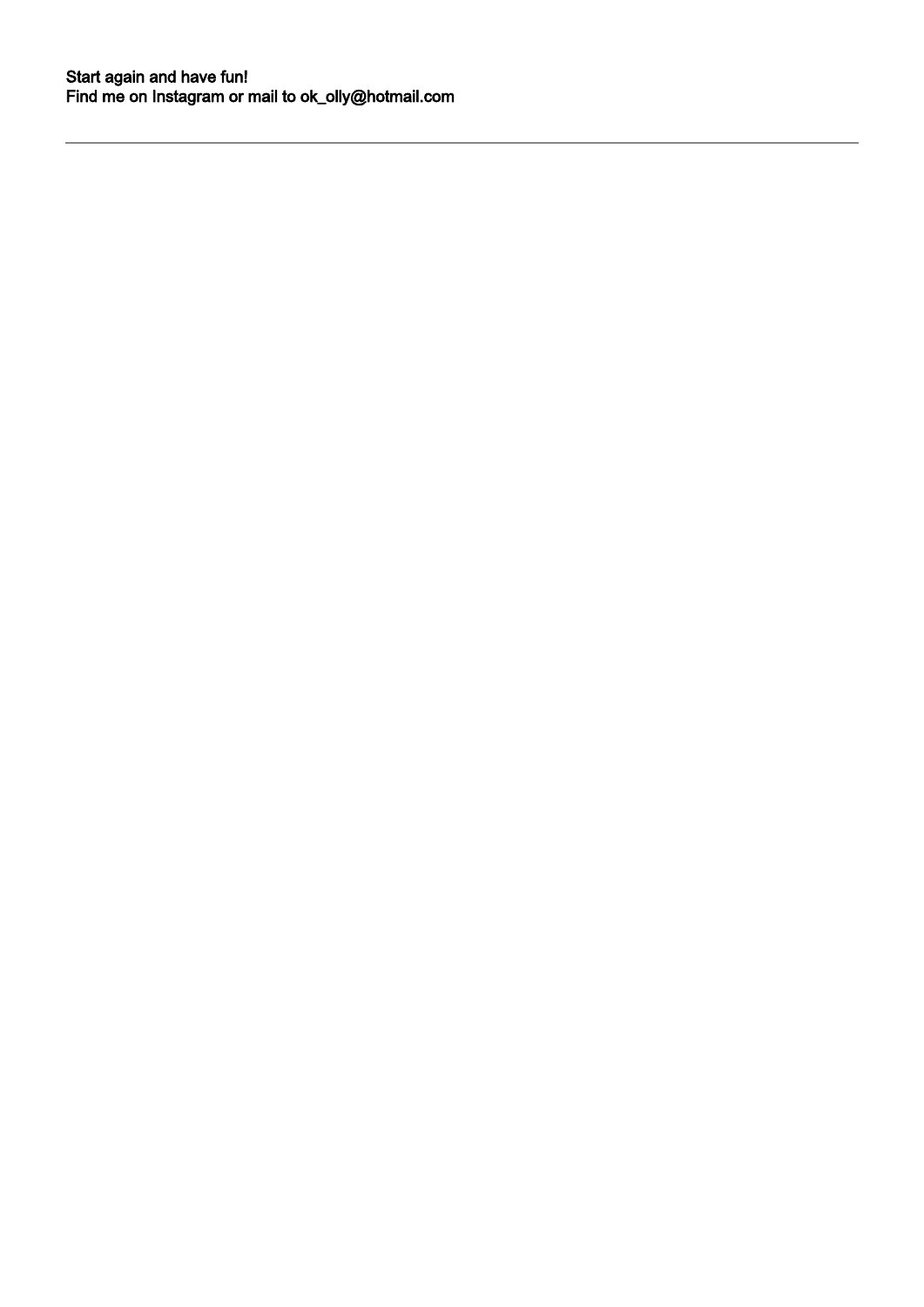Start again and have fun!
Find me on Instagram or mail to ok_olly@hotmail.com

---